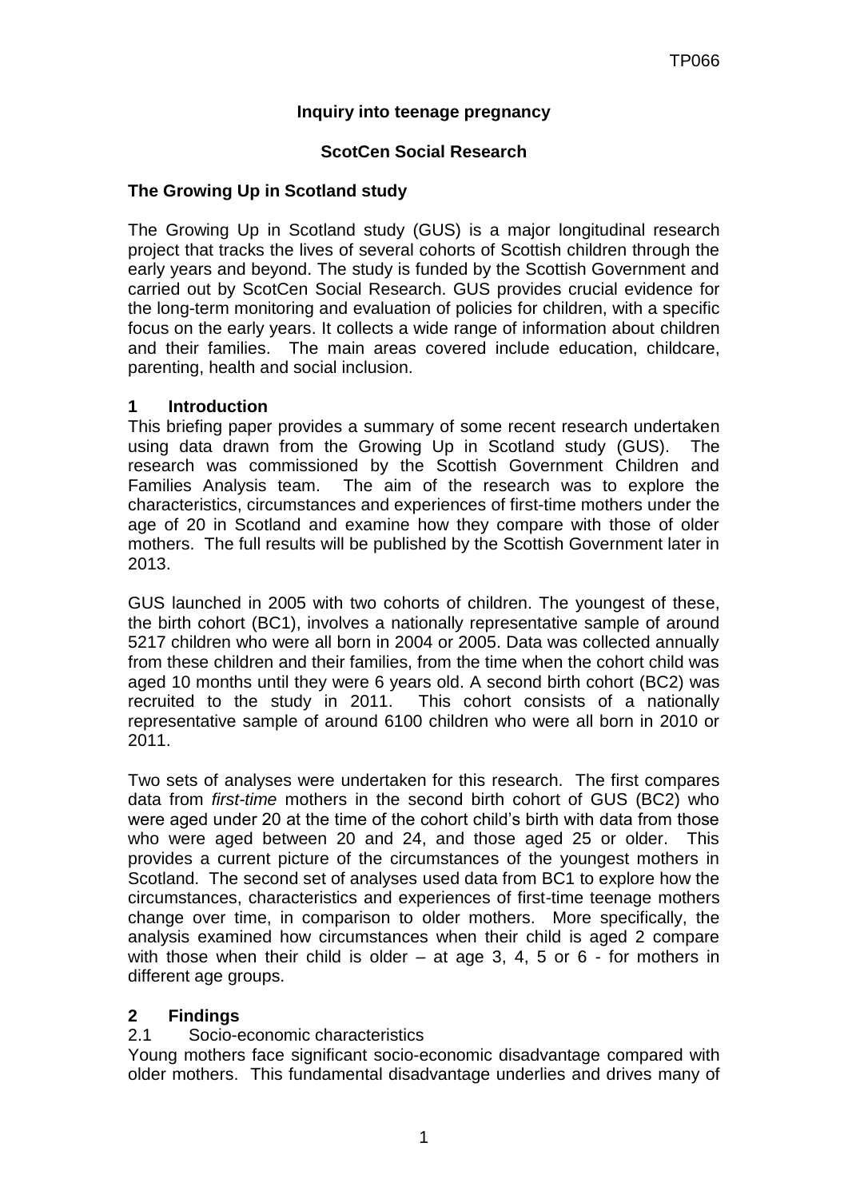# Inquiry into teenage pregnancy

## ScotCen Social Research

### The Growing Up in Scotland study

The Growing Up in Scotland study (GUS) is a major longitudinal research project that tracks the lives of several cohorts of Scottish children through the early years and beyond. The study is funded by the Scottish Government and carried out by ScotCen Social Research. GUS provides crucial evidence for the long-term monitoring and evaluation of policies for children, with a specific focus on the early years. It collects a wide range of information about children and their families. The main areas covered include education, childcare, parenting, health and social inclusion.

### 1 Introduction

This briefing paper provides a summary of some recent research undertaken using data drawn from the Growing Up in Scotland study (GUS). The research was commissioned by the Scottish Government Children and Families Analysis team. The aim of the research was to explore the characteristics, circumstances and experiences of first-time mothers under the age of 20 in Scotland and examine how they compare with those of older mothers. The full results will be published by the Scottish Government later in 2013.

GUS launched in 2005 with two cohorts of children. The youngest of these, the birth cohort (BC1), involves a nationally representative sample of around 5217 children who were all born in 2004 or 2005. Data was collected annually from these children and their families, from the time when the cohort child was aged 10 months until they were 6 years old. A second birth cohort (BC2) was recruited to the study in 2011. This cohort consists of a nationally representative sample of around 6100 children who were all born in 2010 or 2011.

Two sets of analyses were undertaken for this research. The first compares data from *first-time* mothers in the second birth cohort of GUS (BC2) who were aged under 20 at the time of the cohort child's birth with data from those who were aged between 20 and 24, and those aged 25 or older. This provides a current picture of the circumstances of the youngest mothers in Scotland. The second set of analyses used data from BC1 to explore how the circumstances, characteristics and experiences of first-time teenage mothers change over time, in comparison to older mothers. More specifically, the analysis examined how circumstances when their child is aged 2 compare with those when their child is older – at age 3, 4, 5 or 6 - for mothers in different age groups.

### 2 Findings

#### 2.1 Socio-economic characteristics

Young mothers face significant socio-economic disadvantage compared with older mothers. This fundamental disadvantage underlies and drives many of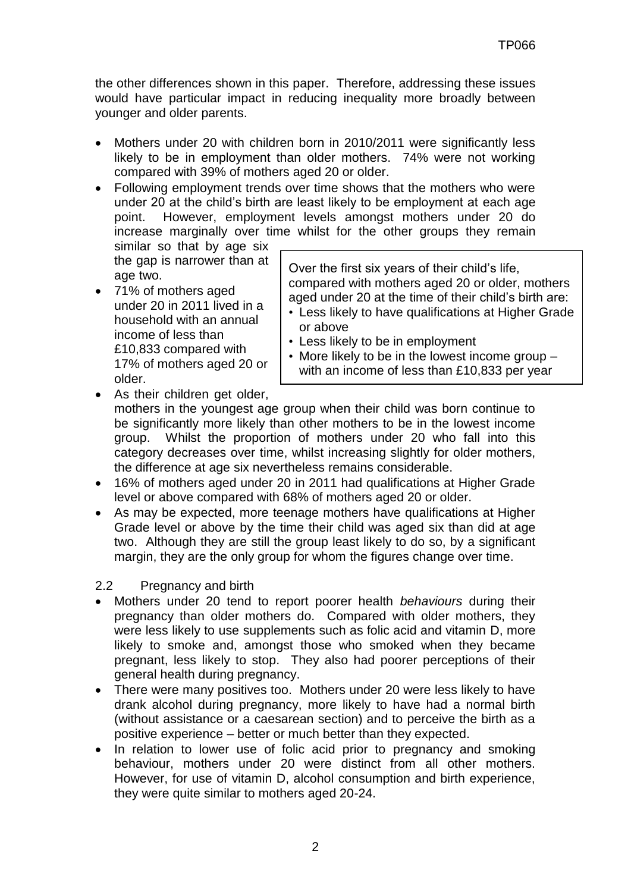the other differences shown in this paper. Therefore, addressing these issues would have particular impact in reducing inequality more broadly between younger and older parents.

- Mothers under 20 with children born in 2010/2011 were significantly less likely to be in employment than older mothers. 74% were not working compared with 39% of mothers aged 20 or older.
- Following employment trends over time shows that the mothers who were under 20 at the child's birth are least likely to be employment at each age point. However, employment levels amongst mothers under 20 do increase marginally over time whilst for the other groups they remain similar so that by age six the gap is narrower than at age two.
- 71% of mothers aged under 20 in 2011 lived in a household with an annual income of less than £10,833 compared with 17% of mothers aged 20 or older.
- As their children get older, mothers in the youngest age group when their child was born continue to be significantly more likely than other mothers to be in the lowest income group. Whilst the proportion of mothers under 20 who fall into this category decreases over time, whilst increasing slightly for older mothers, the difference at age six nevertheless remains considerable.
- 16% of mothers aged under 20 in 2011 had qualifications at Higher Grade level or above compared with 68% of mothers aged 20 or older.
- As may be expected, more teenage mothers have qualifications at Higher Grade level or above by the time their child was aged six than did at age two. Although they are still the group least likely to do so, by a significant margin, they are the only group for whom the figures change over time.

> Over the first six years of their child's life, compared with mothers aged 20 or older, mothers aged under 20 at the time of their child's birth are:
> - Less likely to have qualifications at Higher Grade or above
> - Less likely to be in employment
> - More likely to be in the lowest income group – with an income of less than £10,833 per year

## 2.2 Pregnancy and birth

- Mothers under 20 tend to report poorer health *behaviours* during their pregnancy than older mothers do. Compared with older mothers, they were less likely to use supplements such as folic acid and vitamin D, more likely to smoke and, amongst those who smoked when they became pregnant, less likely to stop. They also had poorer perceptions of their general health during pregnancy.
- There were many positives too. Mothers under 20 were less likely to have drank alcohol during pregnancy, more likely to have had a normal birth (without assistance or a caesarean section) and to perceive the birth as a positive experience – better or much better than they expected.
- In relation to lower use of folic acid prior to pregnancy and smoking behaviour, mothers under 20 were distinct from all other mothers. However, for use of vitamin D, alcohol consumption and birth experience, they were quite similar to mothers aged 20-24.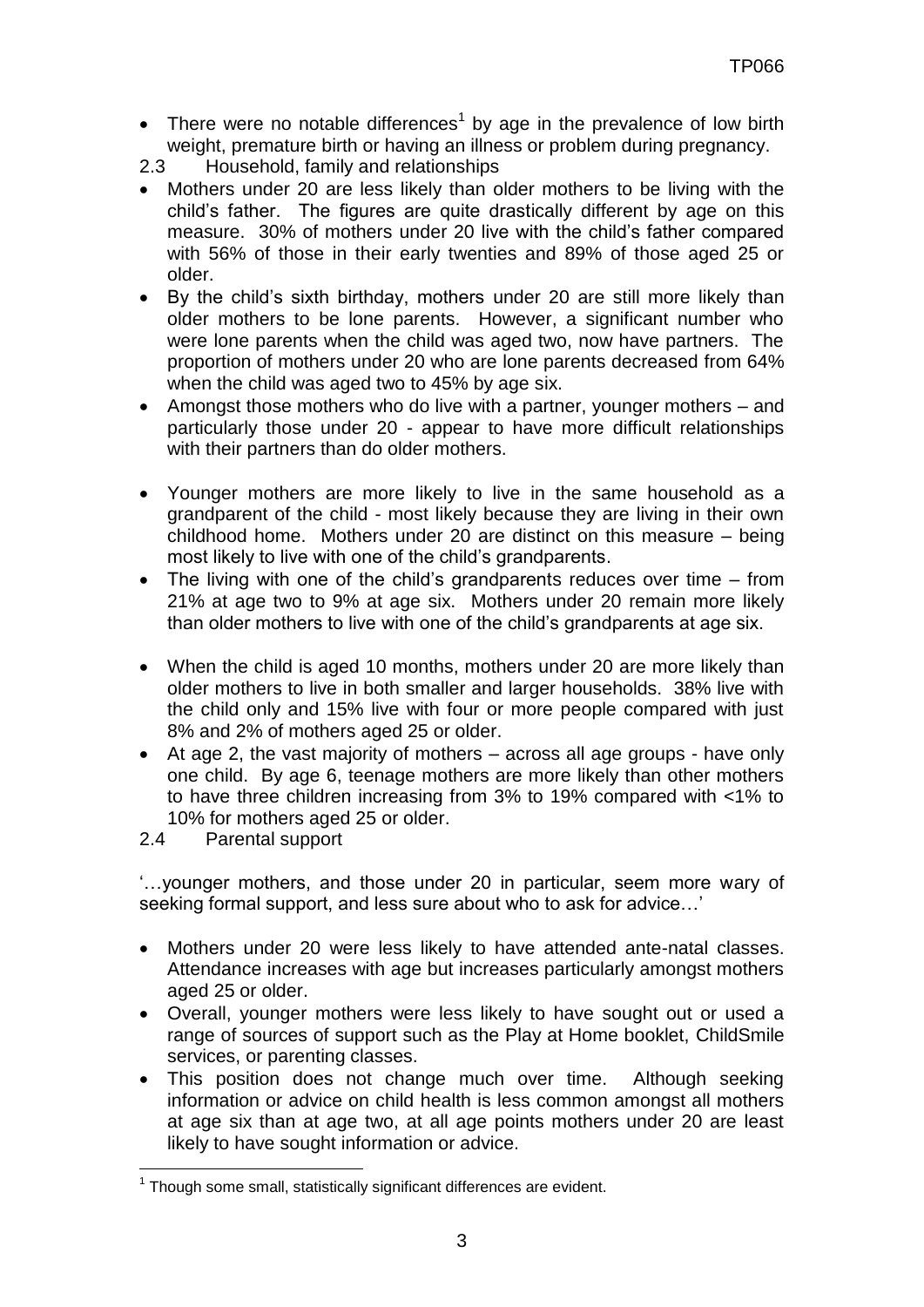- There were no notable differences[1] by age in the prevalence of low birth weight, premature birth or having an illness or problem during pregnancy.

## 2.3 Household, family and relationships

- Mothers under 20 are less likely than older mothers to be living with the child's father. The figures are quite drastically different by age on this measure. 30% of mothers under 20 live with the child's father compared with 56% of those in their early twenties and 89% of those aged 25 or older.
- By the child's sixth birthday, mothers under 20 are still more likely than older mothers to be lone parents. However, a significant number who were lone parents when the child was aged two, now have partners. The proportion of mothers under 20 who are lone parents decreased from 64% when the child was aged two to 45% by age six.
- Amongst those mothers who do live with a partner, younger mothers – and particularly those under 20 - appear to have more difficult relationships with their partners than do older mothers.

- Younger mothers are more likely to live in the same household as a grandparent of the child - most likely because they are living in their own childhood home. Mothers under 20 are distinct on this measure – being most likely to live with one of the child's grandparents.
- The living with one of the child's grandparents reduces over time – from 21% at age two to 9% at age six. Mothers under 20 remain more likely than older mothers to live with one of the child's grandparents at age six.

- When the child is aged 10 months, mothers under 20 are more likely than older mothers to live in both smaller and larger households. 38% live with the child only and 15% live with four or more people compared with just 8% and 2% of mothers aged 25 or older.
- At age 2, the vast majority of mothers – across all age groups - have only one child. By age 6, teenage mothers are more likely than other mothers to have three children increasing from 3% to 19% compared with <1% to 10% for mothers aged 25 or older.

## 2.4 Parental support

'…younger mothers, and those under 20 in particular, seem more wary of seeking formal support, and less sure about who to ask for advice…'

- Mothers under 20 were less likely to have attended ante-natal classes. Attendance increases with age but increases particularly amongst mothers aged 25 or older.
- Overall, younger mothers were less likely to have sought out or used a range of sources of support such as the Play at Home booklet, ChildSmile services, or parenting classes.
- This position does not change much over time. Although seeking information or advice on child health is less common amongst all mothers at age six than at age two, at all age points mothers under 20 are least likely to have sought information or advice.

[1] Though some small, statistically significant differences are evident.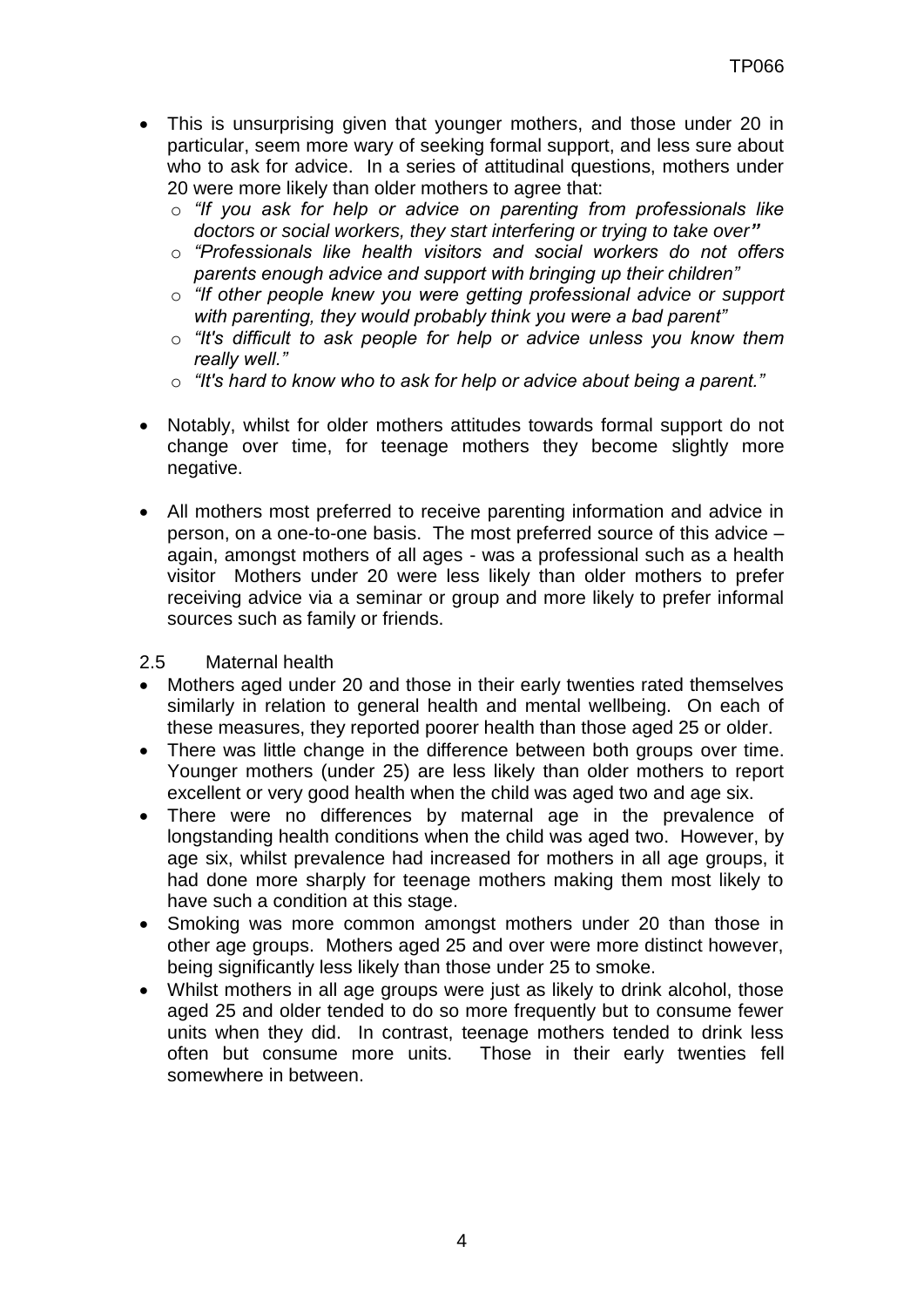- This is unsurprising given that younger mothers, and those under 20 in particular, seem more wary of seeking formal support, and less sure about who to ask for advice. In a series of attitudinal questions, mothers under 20 were more likely than older mothers to agree that:
  - *"If you ask for help or advice on parenting from professionals like doctors or social workers, they start interfering or trying to take over"*
  - *"Professionals like health visitors and social workers do not offers parents enough advice and support with bringing up their children"*
  - *"If other people knew you were getting professional advice or support with parenting, they would probably think you were a bad parent"*
  - *"It's difficult to ask people for help or advice unless you know them really well."*
  - *"It's hard to know who to ask for help or advice about being a parent."*

- Notably, whilst for older mothers attitudes towards formal support do not change over time, for teenage mothers they become slightly more negative.

- All mothers most preferred to receive parenting information and advice in person, on a one-to-one basis. The most preferred source of this advice – again, amongst mothers of all ages - was a professional such as a health visitor Mothers under 20 were less likely than older mothers to prefer receiving advice via a seminar or group and more likely to prefer informal sources such as family or friends.

## 2.5 Maternal health

- Mothers aged under 20 and those in their early twenties rated themselves similarly in relation to general health and mental wellbeing. On each of these measures, they reported poorer health than those aged 25 or older.
- There was little change in the difference between both groups over time. Younger mothers (under 25) are less likely than older mothers to report excellent or very good health when the child was aged two and age six.
- There were no differences by maternal age in the prevalence of longstanding health conditions when the child was aged two. However, by age six, whilst prevalence had increased for mothers in all age groups, it had done more sharply for teenage mothers making them most likely to have such a condition at this stage.
- Smoking was more common amongst mothers under 20 than those in other age groups. Mothers aged 25 and over were more distinct however, being significantly less likely than those under 25 to smoke.
- Whilst mothers in all age groups were just as likely to drink alcohol, those aged 25 and older tended to do so more frequently but to consume fewer units when they did. In contrast, teenage mothers tended to drink less often but consume more units. Those in their early twenties fell somewhere in between.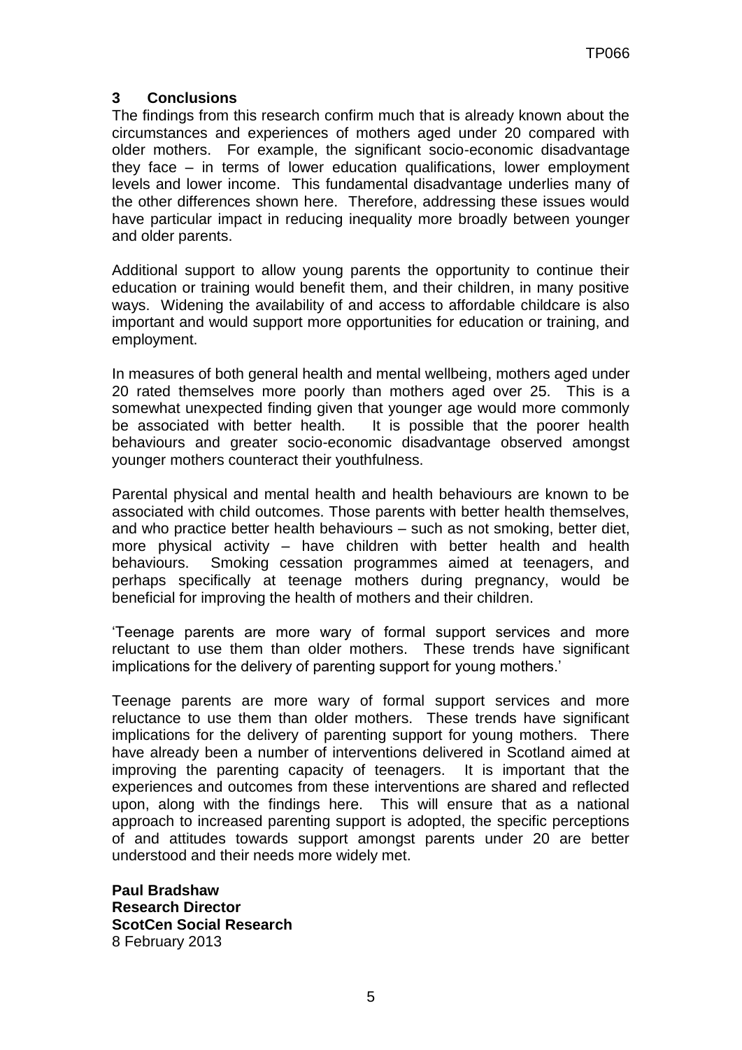## 3 Conclusions

The findings from this research confirm much that is already known about the circumstances and experiences of mothers aged under 20 compared with older mothers. For example, the significant socio-economic disadvantage they face – in terms of lower education qualifications, lower employment levels and lower income. This fundamental disadvantage underlies many of the other differences shown here. Therefore, addressing these issues would have particular impact in reducing inequality more broadly between younger and older parents.

Additional support to allow young parents the opportunity to continue their education or training would benefit them, and their children, in many positive ways. Widening the availability of and access to affordable childcare is also important and would support more opportunities for education or training, and employment.

In measures of both general health and mental wellbeing, mothers aged under 20 rated themselves more poorly than mothers aged over 25. This is a somewhat unexpected finding given that younger age would more commonly be associated with better health. It is possible that the poorer health behaviours and greater socio-economic disadvantage observed amongst younger mothers counteract their youthfulness.

Parental physical and mental health and health behaviours are known to be associated with child outcomes. Those parents with better health themselves, and who practice better health behaviours – such as not smoking, better diet, more physical activity – have children with better health and health behaviours. Smoking cessation programmes aimed at teenagers, and perhaps specifically at teenage mothers during pregnancy, would be beneficial for improving the health of mothers and their children.

'Teenage parents are more wary of formal support services and more reluctant to use them than older mothers. These trends have significant implications for the delivery of parenting support for young mothers.'

Teenage parents are more wary of formal support services and more reluctance to use them than older mothers. These trends have significant implications for the delivery of parenting support for young mothers. There have already been a number of interventions delivered in Scotland aimed at improving the parenting capacity of teenagers. It is important that the experiences and outcomes from these interventions are shared and reflected upon, along with the findings here. This will ensure that as a national approach to increased parenting support is adopted, the specific perceptions of and attitudes towards support amongst parents under 20 are better understood and their needs more widely met.

**Paul Bradshaw**
**Research Director**
**ScotCen Social Research**
8 February 2013